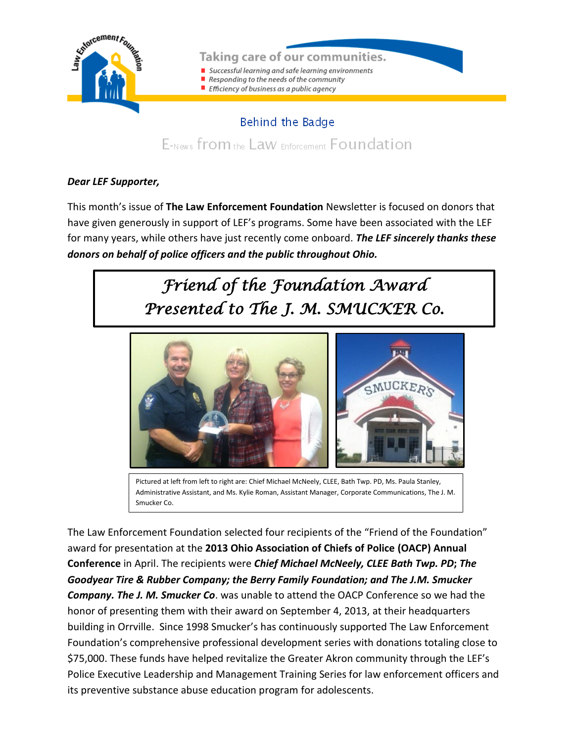Taking care of our communities.

- Successful learning and safe learning environments
- Responding to the needs of the community
- Efficiency of business as a public agency

## Behind the Badge

# E-News from the Law Enforcement Foundation

***Dear LEF Supporter,***

This month's issue of **The Law Enforcement Foundation** Newsletter is focused on donors that have given generously in support of LEF's programs. Some have been associated with the LEF for many years, while others have just recently come onboard. ***The LEF sincerely thanks these donors on behalf of police officers and the public throughout Ohio.***

## *Friend of the Foundation Award Presented to The J. M. SMUCKER Co.*

Pictured at left from left to right are: Chief Michael McNeely, CLEE, Bath Twp. PD, Ms. Paula Stanley, Administrative Assistant, and Ms. Kylie Roman, Assistant Manager, Corporate Communications, The J. M. Smucker Co.

The Law Enforcement Foundation selected four recipients of the "Friend of the Foundation" award for presentation at the **2013 Ohio Association of Chiefs of Police (OACP) Annual Conference** in April. The recipients were ***Chief Michael McNeely, CLEE Bath Twp. PD*; *The Goodyear Tire & Rubber Company; the Berry Family Foundation; and The J.M. Smucker Company. The J. M. Smucker Co***. was unable to attend the OACP Conference so we had the honor of presenting them with their award on September 4, 2013, at their headquarters building in Orrville. Since 1998 Smucker's has continuously supported The Law Enforcement Foundation's comprehensive professional development series with donations totaling close to $75,000. These funds have helped revitalize the Greater Akron community through the LEF's Police Executive Leadership and Management Training Series for law enforcement officers and its preventive substance abuse education program for adolescents.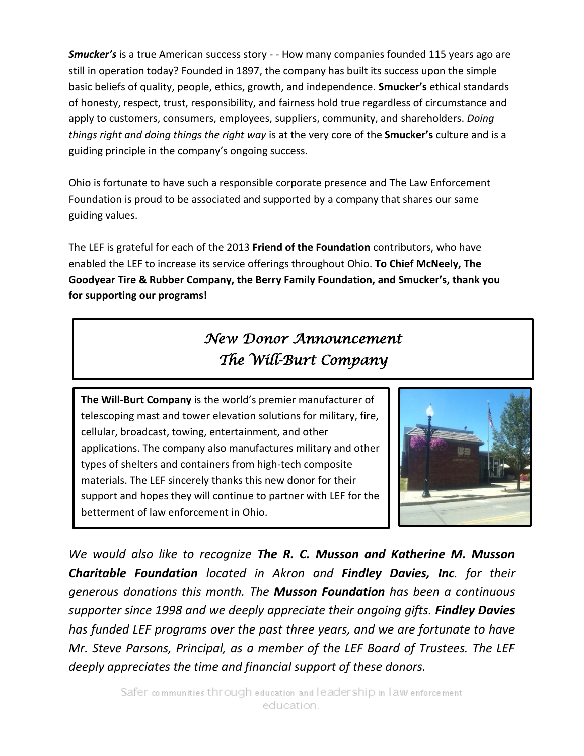***Smucker's*** is a true American success story - - How many companies founded 115 years ago are still in operation today? Founded in 1897, the company has built its success upon the simple basic beliefs of quality, people, ethics, growth, and independence. **Smucker's** ethical standards of honesty, respect, trust, responsibility, and fairness hold true regardless of circumstance and apply to customers, consumers, employees, suppliers, community, and shareholders. *Doing things right and doing things the right way* is at the very core of the **Smucker's** culture and is a guiding principle in the company's ongoing success.

Ohio is fortunate to have such a responsible corporate presence and The Law Enforcement Foundation is proud to be associated and supported by a company that shares our same guiding values.

The LEF is grateful for each of the 2013 **Friend of the Foundation** contributors, who have enabled the LEF to increase its service offerings throughout Ohio. **To Chief McNeely, The Goodyear Tire & Rubber Company, the Berry Family Foundation, and Smucker's, thank you for supporting our programs!**

## *New Donor Announcement*
## *The Will-Burt Company*

**The Will-Burt Company** is the world's premier manufacturer of telescoping mast and tower elevation solutions for military, fire, cellular, broadcast, towing, entertainment, and other applications. The company also manufactures military and other types of shelters and containers from high-tech composite materials. The LEF sincerely thanks this new donor for their support and hopes they will continue to partner with LEF for the betterment of law enforcement in Ohio.

*We would also like to recognize **The R. C. Musson and Katherine M. Musson Charitable Foundation** located in Akron and **Findley Davies, Inc**. for their generous donations this month. The **Musson Foundation** has been a continuous supporter since 1998 and we deeply appreciate their ongoing gifts. **Findley Davies** has funded LEF programs over the past three years, and we are fortunate to have Mr. Steve Parsons, Principal, as a member of the LEF Board of Trustees. The LEF deeply appreciates the time and financial support of these donors.*